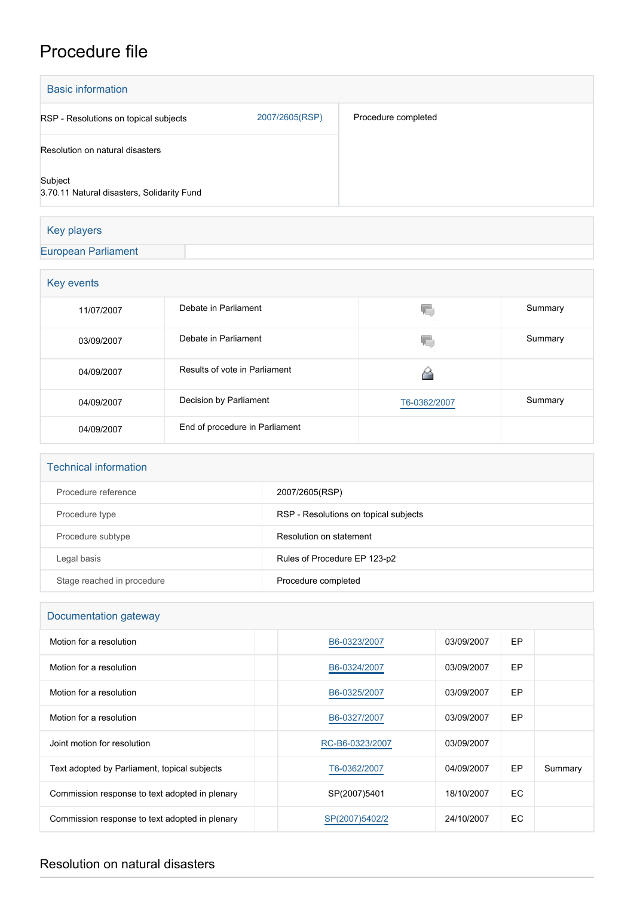# Procedure file

## Basic information

| | | |
|---|---|---|
| RSP - Resolutions on topical subjects | 2007/2605(RSP) | Procedure completed |
| Resolution on natural disasters | | |
| Subject<br>3.70.11 Natural disasters, Solidarity Fund | | |

## Key players

| | |
|---|---|
| European Parliament | |

## Key events

| | | | |
|---|---|---|---|
| 11/07/2007 | Debate in Parliament | | Summary |
| 03/09/2007 | Debate in Parliament | | Summary |
| 04/09/2007 | Results of vote in Parliament | | |
| 04/09/2007 | Decision by Parliament | T6-0362/2007 | Summary |
| 04/09/2007 | End of procedure in Parliament | | |

## Technical information

| | |
|---|---|
| Procedure reference | 2007/2605(RSP) |
| Procedure type | RSP - Resolutions on topical subjects |
| Procedure subtype | Resolution on statement |
| Legal basis | Rules of Procedure EP 123-p2 |
| Stage reached in procedure | Procedure completed |

## Documentation gateway

| | | | | | |
|---|---|---|---|---|---|
| Motion for a resolution | | B6-0323/2007 | 03/09/2007 | EP | |
| Motion for a resolution | | B6-0324/2007 | 03/09/2007 | EP | |
| Motion for a resolution | | B6-0325/2007 | 03/09/2007 | EP | |
| Motion for a resolution | | B6-0327/2007 | 03/09/2007 | EP | |
| Joint motion for resolution | | RC-B6-0323/2007 | 03/09/2007 | | |
| Text adopted by Parliament, topical subjects | | T6-0362/2007 | 04/09/2007 | EP | Summary |
| Commission response to text adopted in plenary | | SP(2007)5401 | 18/10/2007 | EC | |
| Commission response to text adopted in plenary | | SP(2007)5402/2 | 24/10/2007 | EC | |

## Resolution on natural disasters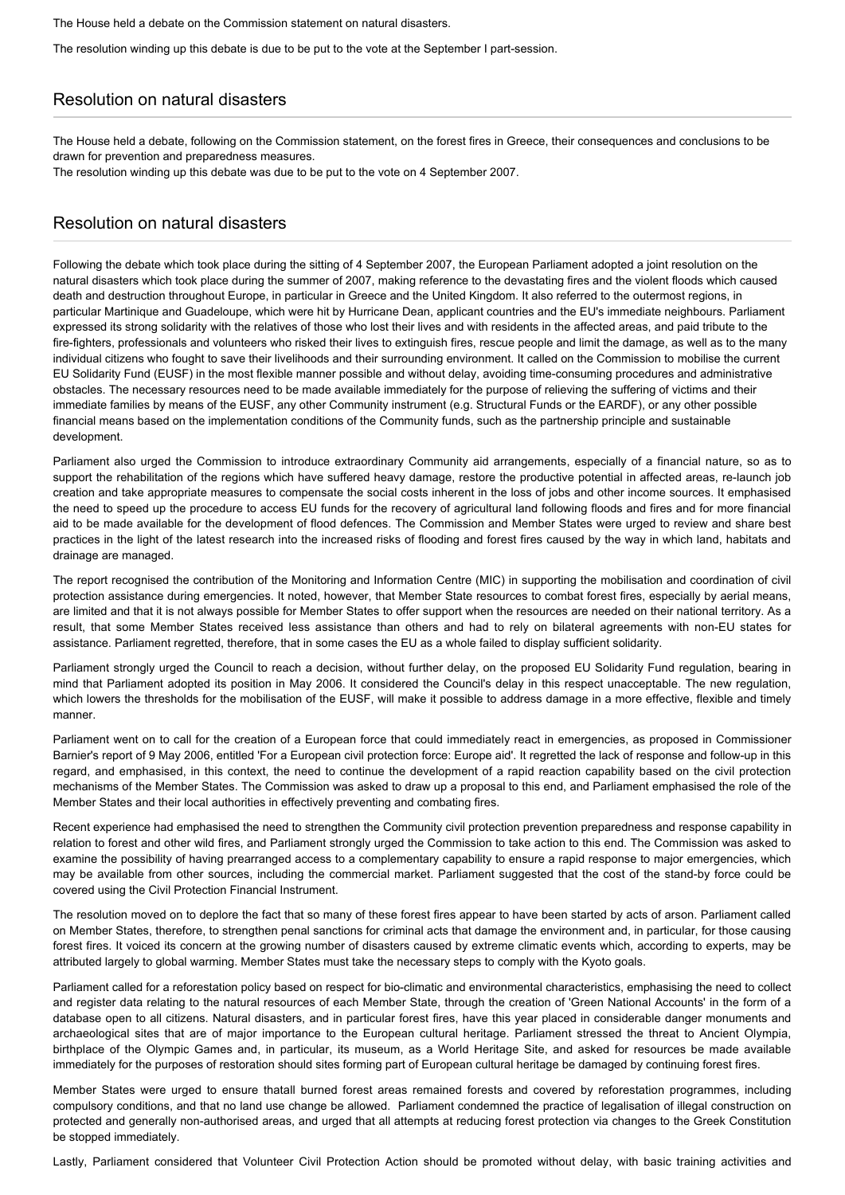The House held a debate on the Commission statement on natural disasters.

The resolution winding up this debate is due to be put to the vote at the September I part-session.

## Resolution on natural disasters

The House held a debate, following on the Commission statement, on the forest fires in Greece, their consequences and conclusions to be drawn for prevention and preparedness measures.
The resolution winding up this debate was due to be put to the vote on 4 September 2007.

## Resolution on natural disasters

Following the debate which took place during the sitting of 4 September 2007, the European Parliament adopted a joint resolution on the natural disasters which took place during the summer of 2007, making reference to the devastating fires and the violent floods which caused death and destruction throughout Europe, in particular in Greece and the United Kingdom. It also referred to the outermost regions, in particular Martinique and Guadeloupe, which were hit by Hurricane Dean, applicant countries and the EU's immediate neighbours. Parliament expressed its strong solidarity with the relatives of those who lost their lives and with residents in the affected areas, and paid tribute to the fire-fighters, professionals and volunteers who risked their lives to extinguish fires, rescue people and limit the damage, as well as to the many individual citizens who fought to save their livelihoods and their surrounding environment. It called on the Commission to mobilise the current EU Solidarity Fund (EUSF) in the most flexible manner possible and without delay, avoiding time-consuming procedures and administrative obstacles. The necessary resources need to be made available immediately for the purpose of relieving the suffering of victims and their immediate families by means of the EUSF, any other Community instrument (e.g. Structural Funds or the EARDF), or any other possible financial means based on the implementation conditions of the Community funds, such as the partnership principle and sustainable development.

Parliament also urged the Commission to introduce extraordinary Community aid arrangements, especially of a financial nature, so as to support the rehabilitation of the regions which have suffered heavy damage, restore the productive potential in affected areas, re-launch job creation and take appropriate measures to compensate the social costs inherent in the loss of jobs and other income sources. It emphasised the need to speed up the procedure to access EU funds for the recovery of agricultural land following floods and fires and for more financial aid to be made available for the development of flood defences. The Commission and Member States were urged to review and share best practices in the light of the latest research into the increased risks of flooding and forest fires caused by the way in which land, habitats and drainage are managed.

The report recognised the contribution of the Monitoring and Information Centre (MIC) in supporting the mobilisation and coordination of civil protection assistance during emergencies. It noted, however, that Member State resources to combat forest fires, especially by aerial means, are limited and that it is not always possible for Member States to offer support when the resources are needed on their national territory. As a result, that some Member States received less assistance than others and had to rely on bilateral agreements with non-EU states for assistance. Parliament regretted, therefore, that in some cases the EU as a whole failed to display sufficient solidarity.

Parliament strongly urged the Council to reach a decision, without further delay, on the proposed EU Solidarity Fund regulation, bearing in mind that Parliament adopted its position in May 2006. It considered the Council's delay in this respect unacceptable. The new regulation, which lowers the thresholds for the mobilisation of the EUSF, will make it possible to address damage in a more effective, flexible and timely manner.

Parliament went on to call for the creation of a European force that could immediately react in emergencies, as proposed in Commissioner Barnier's report of 9 May 2006, entitled 'For a European civil protection force: Europe aid'. It regretted the lack of response and follow-up in this regard, and emphasised, in this context, the need to continue the development of a rapid reaction capability based on the civil protection mechanisms of the Member States. The Commission was asked to draw up a proposal to this end, and Parliament emphasised the role of the Member States and their local authorities in effectively preventing and combating fires.

Recent experience had emphasised the need to strengthen the Community civil protection prevention preparedness and response capability in relation to forest and other wild fires, and Parliament strongly urged the Commission to take action to this end. The Commission was asked to examine the possibility of having prearranged access to a complementary capability to ensure a rapid response to major emergencies, which may be available from other sources, including the commercial market. Parliament suggested that the cost of the stand-by force could be covered using the Civil Protection Financial Instrument.

The resolution moved on to deplore the fact that so many of these forest fires appear to have been started by acts of arson. Parliament called on Member States, therefore, to strengthen penal sanctions for criminal acts that damage the environment and, in particular, for those causing forest fires. It voiced its concern at the growing number of disasters caused by extreme climatic events which, according to experts, may be attributed largely to global warming. Member States must take the necessary steps to comply with the Kyoto goals.

Parliament called for a reforestation policy based on respect for bio-climatic and environmental characteristics, emphasising the need to collect and register data relating to the natural resources of each Member State, through the creation of 'Green National Accounts' in the form of a database open to all citizens. Natural disasters, and in particular forest fires, have this year placed in considerable danger monuments and archaeological sites that are of major importance to the European cultural heritage. Parliament stressed the threat to Ancient Olympia, birthplace of the Olympic Games and, in particular, its museum, as a World Heritage Site, and asked for resources be made available immediately for the purposes of restoration should sites forming part of European cultural heritage be damaged by continuing forest fires.

Member States were urged to ensure thatall burned forest areas remained forests and covered by reforestation programmes, including compulsory conditions, and that no land use change be allowed. Parliament condemned the practice of legalisation of illegal construction on protected and generally non-authorised areas, and urged that all attempts at reducing forest protection via changes to the Greek Constitution be stopped immediately.

Lastly, Parliament considered that Volunteer Civil Protection Action should be promoted without delay, with basic training activities and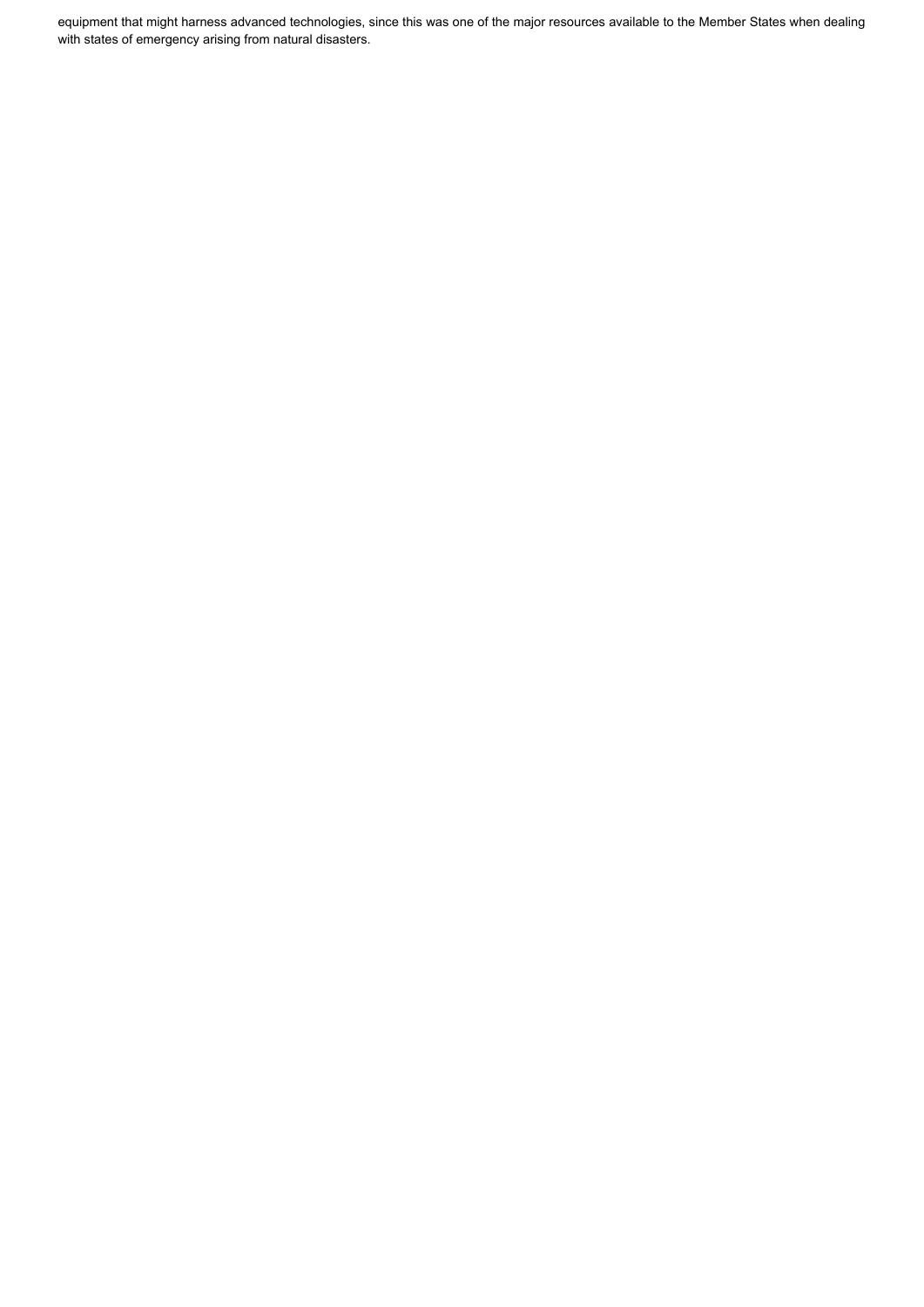equipment that might harness advanced technologies, since this was one of the major resources available to the Member States when dealing with states of emergency arising from natural disasters.